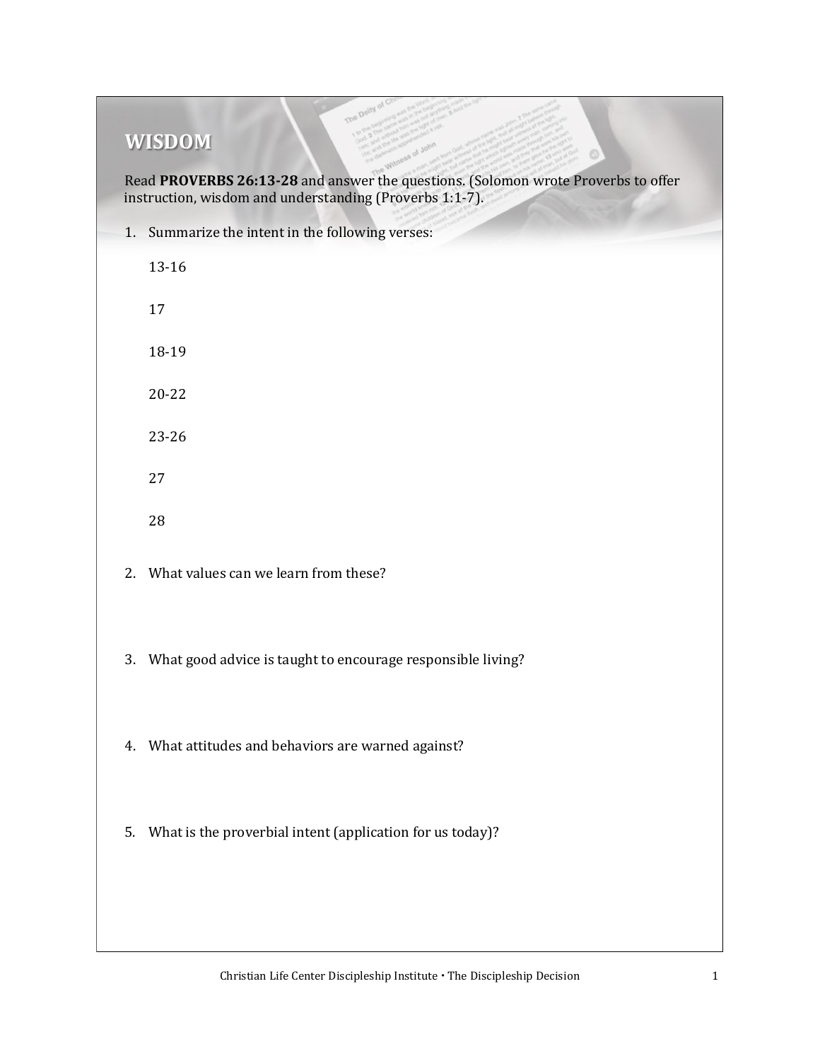# WISDOM

Read **PROVERBS 26:13-28** and answer the questions. (Solomon wrote Proverbs to offer instruction, wisdom and understanding (Proverbs 1:1-7).

1. Summarize the intent in the following verses:

   13-16

   17

   18-19

   20-22

   23-26

   27

   28

2. What values can we learn from these?

3. What good advice is taught to encourage responsible living?

4. What attitudes and behaviors are warned against?

5. What is the proverbial intent (application for us today)?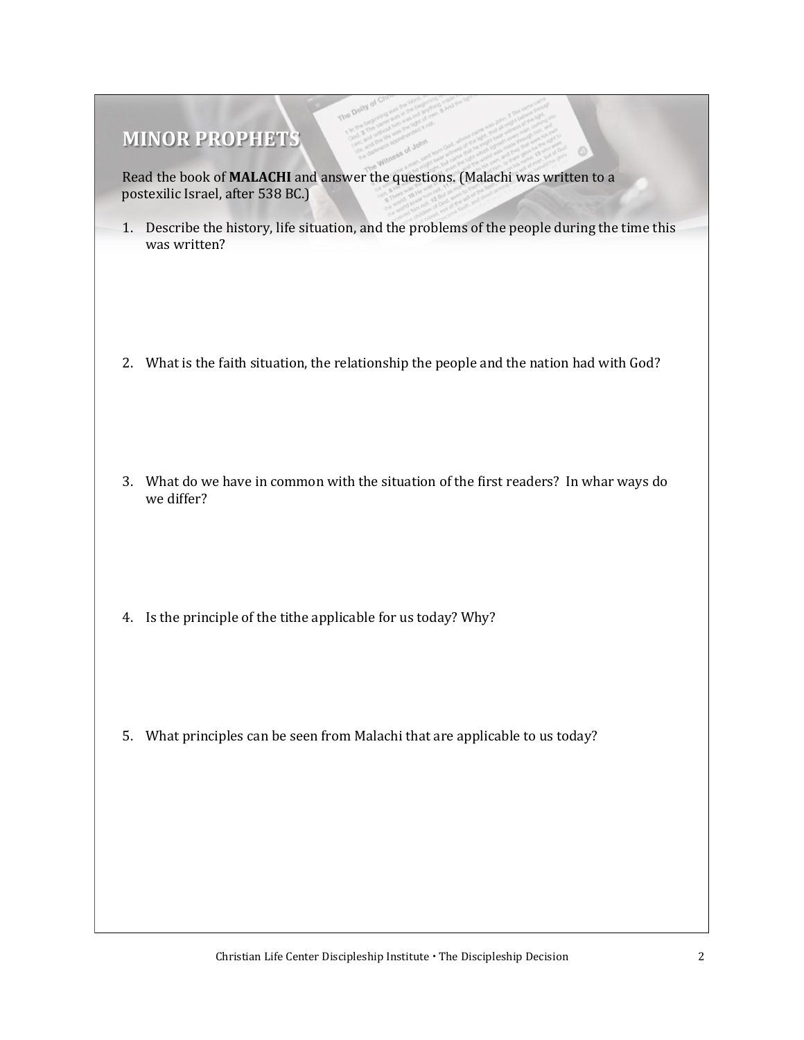## MINOR PROPHETS

Read the book of **MALACHI** and answer the questions. (Malachi was written to a postexilic Israel, after 538 BC.)

1. Describe the history, life situation, and the problems of the people during the time this was written?

2. What is the faith situation, the relationship the people and the nation had with God?

3. What do we have in common with the situation of the first readers? In whar ways do we differ?

4. Is the principle of the tithe applicable for us today? Why?

5. What principles can be seen from Malachi that are applicable to us today?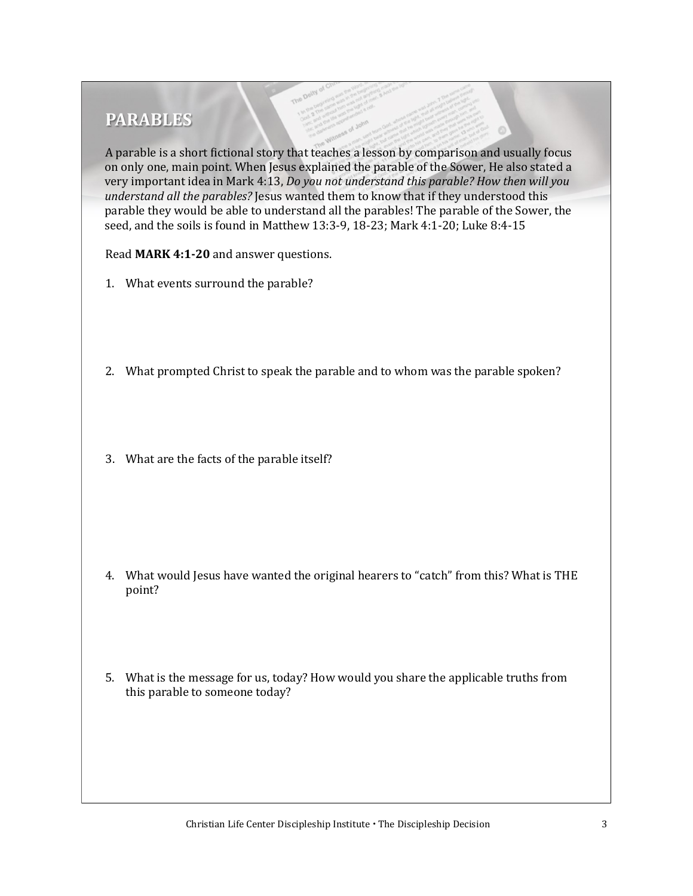## PARABLES

A parable is a short fictional story that teaches a lesson by comparison and usually focus on only one, main point. When Jesus explained the parable of the Sower, He also stated a very important idea in Mark 4:13, *Do you not understand this parable? How then will you understand all the parables?* Jesus wanted them to know that if they understood this parable they would be able to understand all the parables! The parable of the Sower, the seed, and the soils is found in Matthew 13:3-9, 18-23; Mark 4:1-20; Luke 8:4-15

Read **MARK 4:1-20** and answer questions.

1. What events surround the parable?

2. What prompted Christ to speak the parable and to whom was the parable spoken?

3. What are the facts of the parable itself?

4. What would Jesus have wanted the original hearers to "catch" from this? What is THE point?

5. What is the message for us, today? How would you share the applicable truths from this parable to someone today?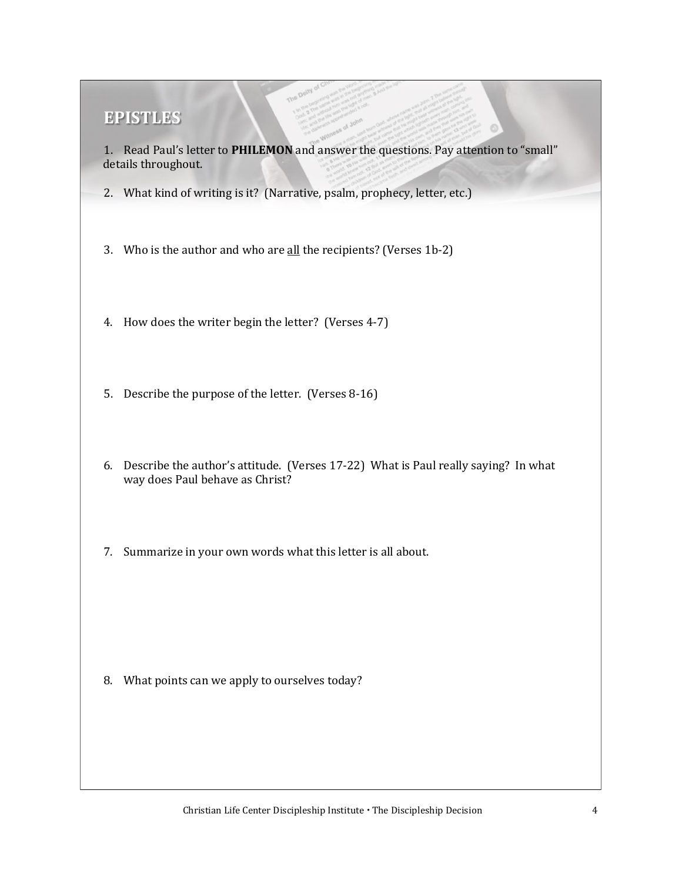# EPISTLES

1. Read Paul's letter to **PHILEMON** and answer the questions. Pay attention to "small" details throughout.

2. What kind of writing is it? (Narrative, psalm, prophecy, letter, etc.)

3. Who is the author and who are <u>all</u> the recipients? (Verses 1b-2)

4. How does the writer begin the letter? (Verses 4-7)

5. Describe the purpose of the letter. (Verses 8-16)

6. Describe the author's attitude. (Verses 17-22) What is Paul really saying? In what way does Paul behave as Christ?

7. Summarize in your own words what this letter is all about.

8. What points can we apply to ourselves today?